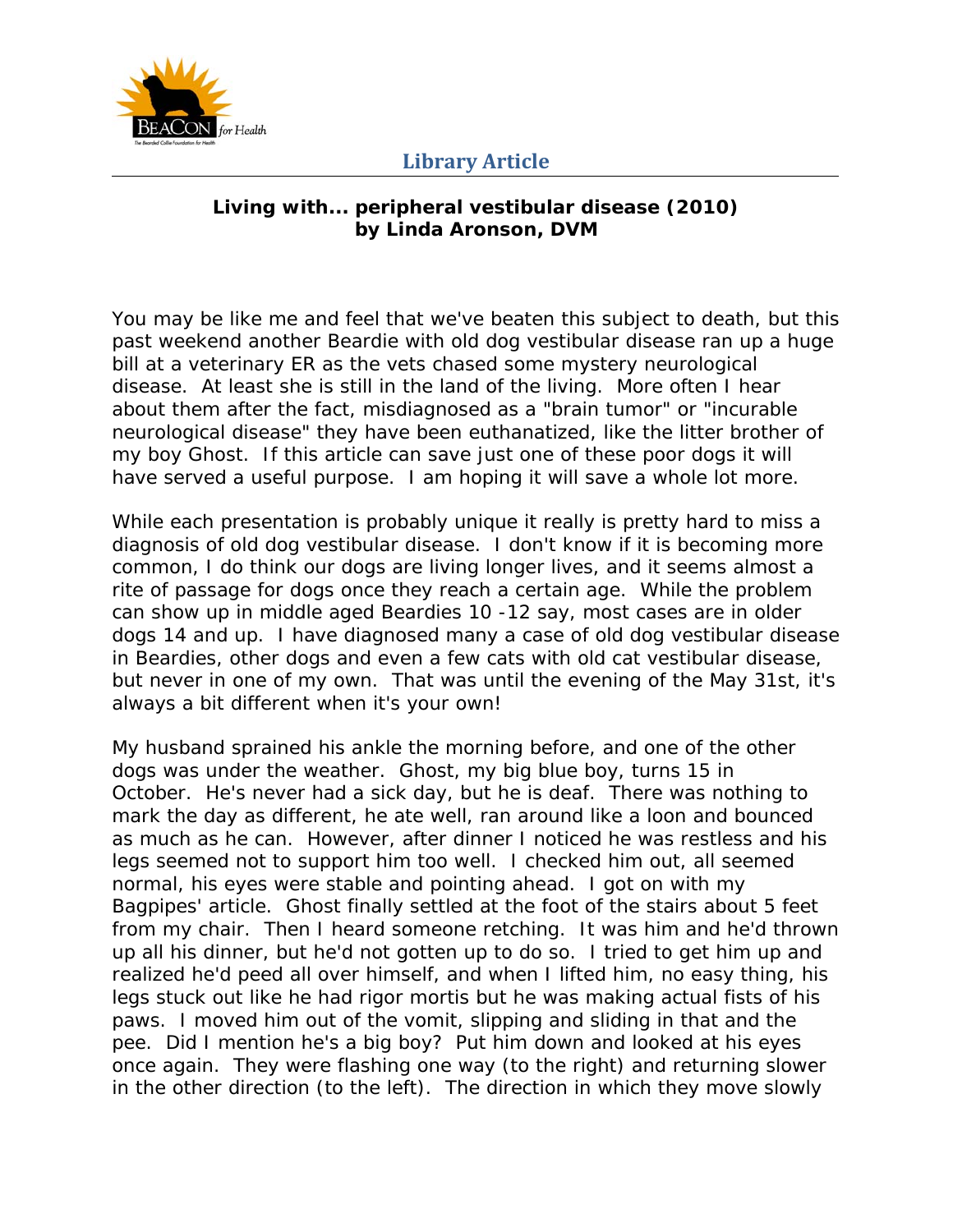**Library Article**

# Living with... peripheral vestibular disease (2010)
**by Linda Aronson, DVM**

You may be like me and feel that we've beaten this subject to death, but this past weekend another Beardie with old dog vestibular disease ran up a huge bill at a veterinary ER as the vets chased some mystery neurological disease. At least she is still in the land of the living. More often I hear about them after the fact, misdiagnosed as a "brain tumor" or "incurable neurological disease" they have been euthanatized, like the litter brother of my boy Ghost. If this article can save just one of these poor dogs it will have served a useful purpose. I am hoping it will save a whole lot more.

While each presentation is probably unique it really is pretty hard to miss a diagnosis of old dog vestibular disease. I don't know if it is becoming more common, I do think our dogs are living longer lives, and it seems almost a rite of passage for dogs once they reach a certain age. While the problem can show up in middle aged Beardies 10 -12 say, most cases are in older dogs 14 and up. I have diagnosed many a case of old dog vestibular disease in Beardies, other dogs and even a few cats with old cat vestibular disease, but never in one of my own. That was until the evening of the May 31st, it's always a bit different when it's your own!

My husband sprained his ankle the morning before, and one of the other dogs was under the weather. Ghost, my big blue boy, turns 15 in October. He's never had a sick day, but he is deaf. There was nothing to mark the day as different, he ate well, ran around like a loon and bounced as much as he can. However, after dinner I noticed he was restless and his legs seemed not to support him too well. I checked him out, all seemed normal, his eyes were stable and pointing ahead. I got on with my Bagpipes' article. Ghost finally settled at the foot of the stairs about 5 feet from my chair. Then I heard someone retching. It was him and he'd thrown up all his dinner, but he'd not gotten up to do so. I tried to get him up and realized he'd peed all over himself, and when I lifted him, no easy thing, his legs stuck out like he had rigor mortis but he was making actual fists of his paws. I moved him out of the vomit, slipping and sliding in that and the pee. Did I mention he's a big boy? Put him down and looked at his eyes once again. They were flashing one way (to the right) and returning slower in the other direction (to the left). The direction in which they move slowly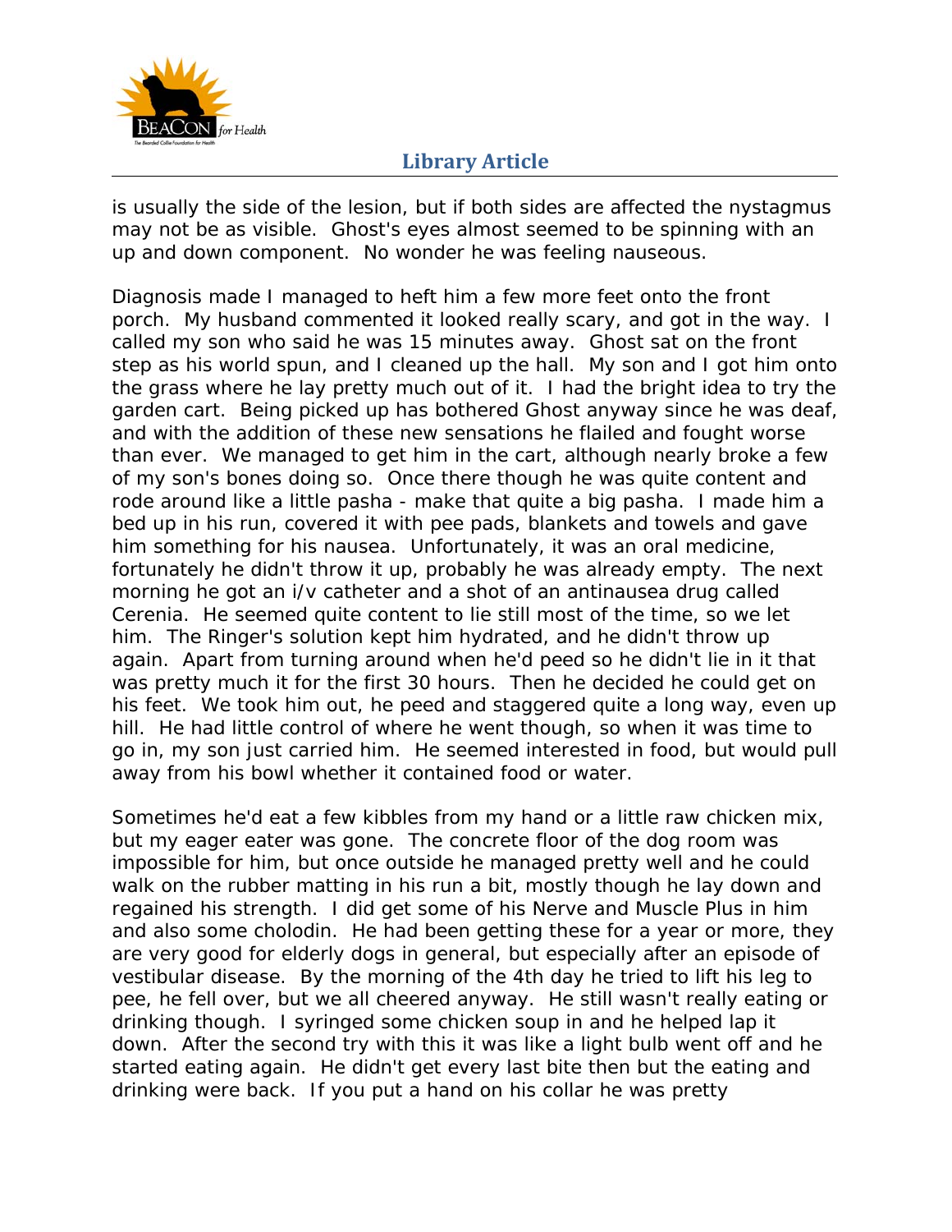is usually the side of the lesion, but if both sides are affected the nystagmus may not be as visible. Ghost's eyes almost seemed to be spinning with an up and down component. No wonder he was feeling nauseous.

Diagnosis made I managed to heft him a few more feet onto the front porch. My husband commented it looked really scary, and got in the way. I called my son who said he was 15 minutes away. Ghost sat on the front step as his world spun, and I cleaned up the hall. My son and I got him onto the grass where he lay pretty much out of it. I had the bright idea to try the garden cart. Being picked up has bothered Ghost anyway since he was deaf, and with the addition of these new sensations he flailed and fought worse than ever. We managed to get him in the cart, although nearly broke a few of my son's bones doing so. Once there though he was quite content and rode around like a little pasha - make that quite a big pasha. I made him a bed up in his run, covered it with pee pads, blankets and towels and gave him something for his nausea. Unfortunately, it was an oral medicine, fortunately he didn't throw it up, probably he was already empty. The next morning he got an i/v catheter and a shot of an antinausea drug called Cerenia. He seemed quite content to lie still most of the time, so we let him. The Ringer's solution kept him hydrated, and he didn't throw up again. Apart from turning around when he'd peed so he didn't lie in it that was pretty much it for the first 30 hours. Then he decided he could get on his feet. We took him out, he peed and staggered quite a long way, even up hill. He had little control of where he went though, so when it was time to go in, my son just carried him. He seemed interested in food, but would pull away from his bowl whether it contained food or water.

Sometimes he'd eat a few kibbles from my hand or a little raw chicken mix, but my eager eater was gone. The concrete floor of the dog room was impossible for him, but once outside he managed pretty well and he could walk on the rubber matting in his run a bit, mostly though he lay down and regained his strength. I did get some of his Nerve and Muscle Plus in him and also some cholodin. He had been getting these for a year or more, they are very good for elderly dogs in general, but especially after an episode of vestibular disease. By the morning of the 4th day he tried to lift his leg to pee, he fell over, but we all cheered anyway. He still wasn't really eating or drinking though. I syringed some chicken soup in and he helped lap it down. After the second try with this it was like a light bulb went off and he started eating again. He didn't get every last bite then but the eating and drinking were back. If you put a hand on his collar he was pretty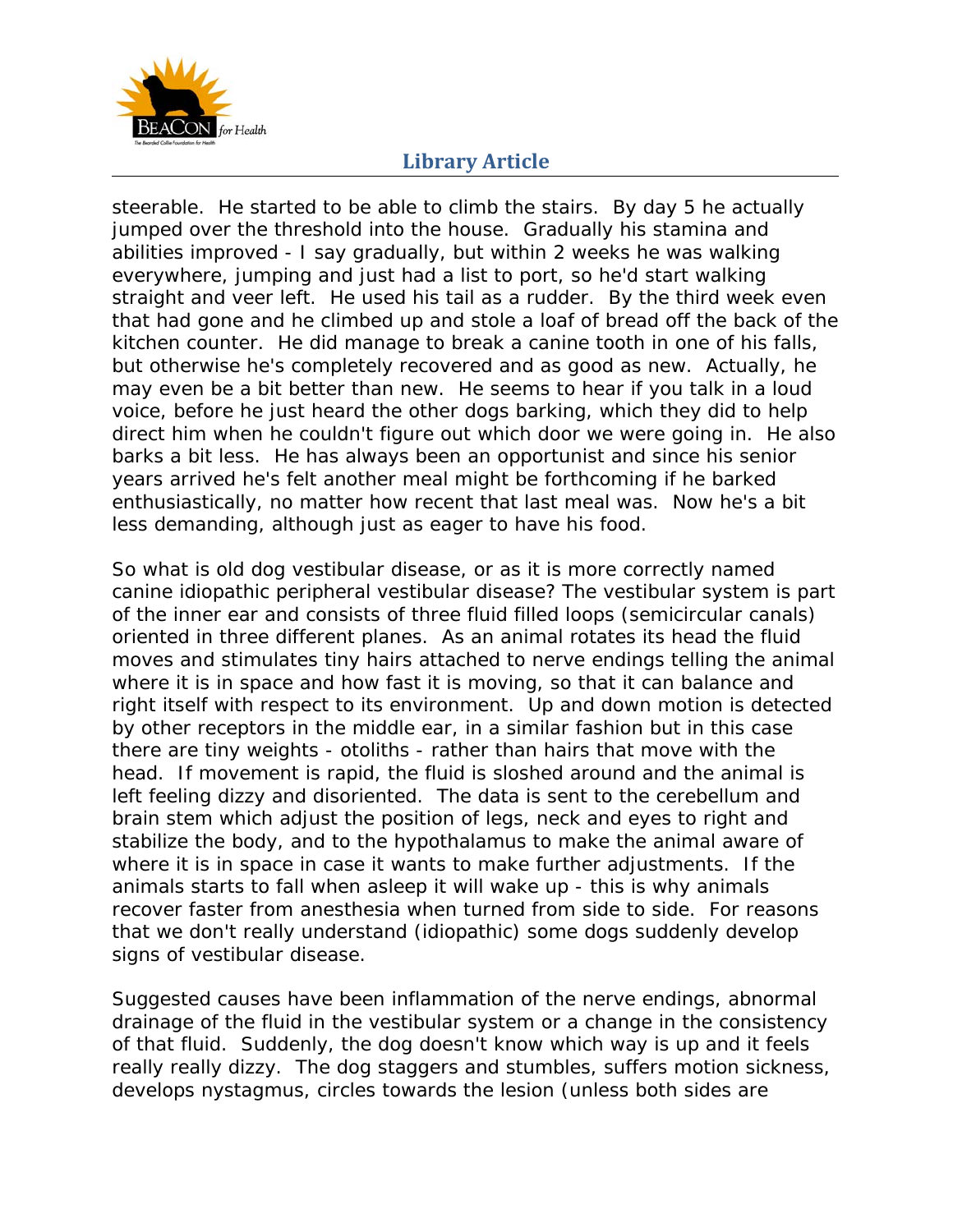steerable. He started to be able to climb the stairs. By day 5 he actually jumped over the threshold into the house. Gradually his stamina and abilities improved - I say gradually, but within 2 weeks he was walking everywhere, jumping and just had a list to port, so he'd start walking straight and veer left. He used his tail as a rudder. By the third week even that had gone and he climbed up and stole a loaf of bread off the back of the kitchen counter. He did manage to break a canine tooth in one of his falls, but otherwise he's completely recovered and as good as new. Actually, he may even be a bit better than new. He seems to hear if you talk in a loud voice, before he just heard the other dogs barking, which they did to help direct him when he couldn't figure out which door we were going in. He also barks a bit less. He has always been an opportunist and since his senior years arrived he's felt another meal might be forthcoming if he barked enthusiastically, no matter how recent that last meal was. Now he's a bit less demanding, although just as eager to have his food.

So what is old dog vestibular disease, or as it is more correctly named canine idiopathic peripheral vestibular disease? The vestibular system is part of the inner ear and consists of three fluid filled loops (semicircular canals) oriented in three different planes. As an animal rotates its head the fluid moves and stimulates tiny hairs attached to nerve endings telling the animal where it is in space and how fast it is moving, so that it can balance and right itself with respect to its environment. Up and down motion is detected by other receptors in the middle ear, in a similar fashion but in this case there are tiny weights - otoliths - rather than hairs that move with the head. If movement is rapid, the fluid is sloshed around and the animal is left feeling dizzy and disoriented. The data is sent to the cerebellum and brain stem which adjust the position of legs, neck and eyes to right and stabilize the body, and to the hypothalamus to make the animal aware of where it is in space in case it wants to make further adjustments. If the animals starts to fall when asleep it will wake up - this is why animals recover faster from anesthesia when turned from side to side. For reasons that we don't really understand (idiopathic) some dogs suddenly develop signs of vestibular disease.

Suggested causes have been inflammation of the nerve endings, abnormal drainage of the fluid in the vestibular system or a change in the consistency of that fluid. Suddenly, the dog doesn't know which way is up and it feels really really dizzy. The dog staggers and stumbles, suffers motion sickness, develops nystagmus, circles towards the lesion (unless both sides are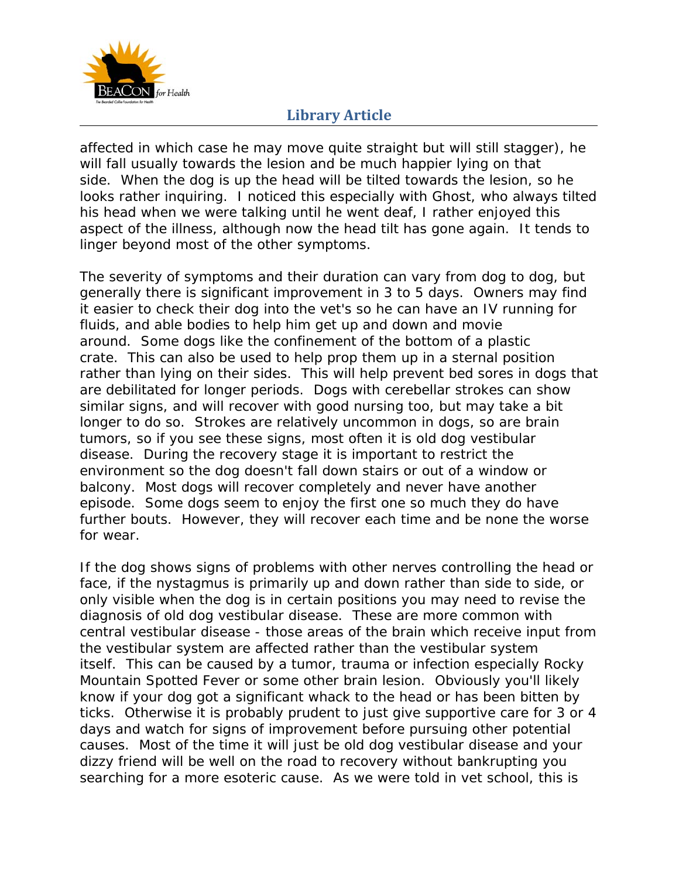affected in which case he may move quite straight but will still stagger), he will fall usually towards the lesion and be much happier lying on that side. When the dog is up the head will be tilted towards the lesion, so he looks rather inquiring. I noticed this especially with Ghost, who always tilted his head when we were talking until he went deaf, I rather enjoyed this aspect of the illness, although now the head tilt has gone again. It tends to linger beyond most of the other symptoms.

The severity of symptoms and their duration can vary from dog to dog, but generally there is significant improvement in 3 to 5 days. Owners may find it easier to check their dog into the vet's so he can have an IV running for fluids, and able bodies to help him get up and down and movie around. Some dogs like the confinement of the bottom of a plastic crate. This can also be used to help prop them up in a sternal position rather than lying on their sides. This will help prevent bed sores in dogs that are debilitated for longer periods. Dogs with cerebellar strokes can show similar signs, and will recover with good nursing too, but may take a bit longer to do so. Strokes are relatively uncommon in dogs, so are brain tumors, so if you see these signs, most often it is old dog vestibular disease. During the recovery stage it is important to restrict the environment so the dog doesn't fall down stairs or out of a window or balcony. Most dogs will recover completely and never have another episode. Some dogs seem to enjoy the first one so much they do have further bouts. However, they will recover each time and be none the worse for wear.

If the dog shows signs of problems with other nerves controlling the head or face, if the nystagmus is primarily up and down rather than side to side, or only visible when the dog is in certain positions you may need to revise the diagnosis of old dog vestibular disease. These are more common with central vestibular disease - those areas of the brain which receive input from the vestibular system are affected rather than the vestibular system itself. This can be caused by a tumor, trauma or infection especially Rocky Mountain Spotted Fever or some other brain lesion. Obviously you'll likely know if your dog got a significant whack to the head or has been bitten by ticks. Otherwise it is probably prudent to just give supportive care for 3 or 4 days and watch for signs of improvement before pursuing other potential causes. Most of the time it will just be old dog vestibular disease and your dizzy friend will be well on the road to recovery without bankrupting you searching for a more esoteric cause. As we were told in vet school, this is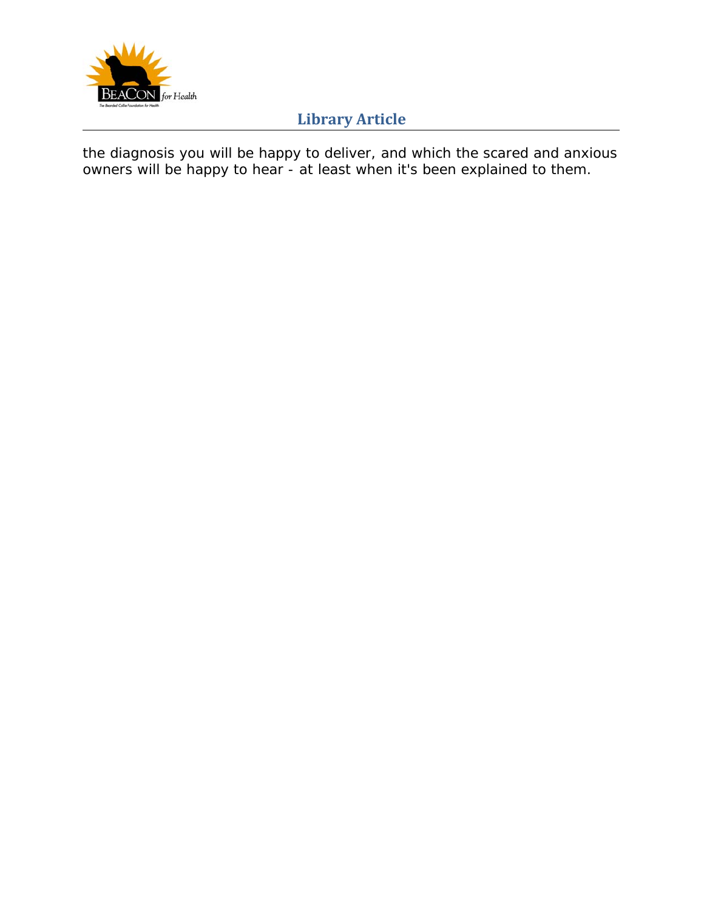the diagnosis you will be happy to deliver, and which the scared and anxious owners will be happy to hear - at least when it's been explained to them.